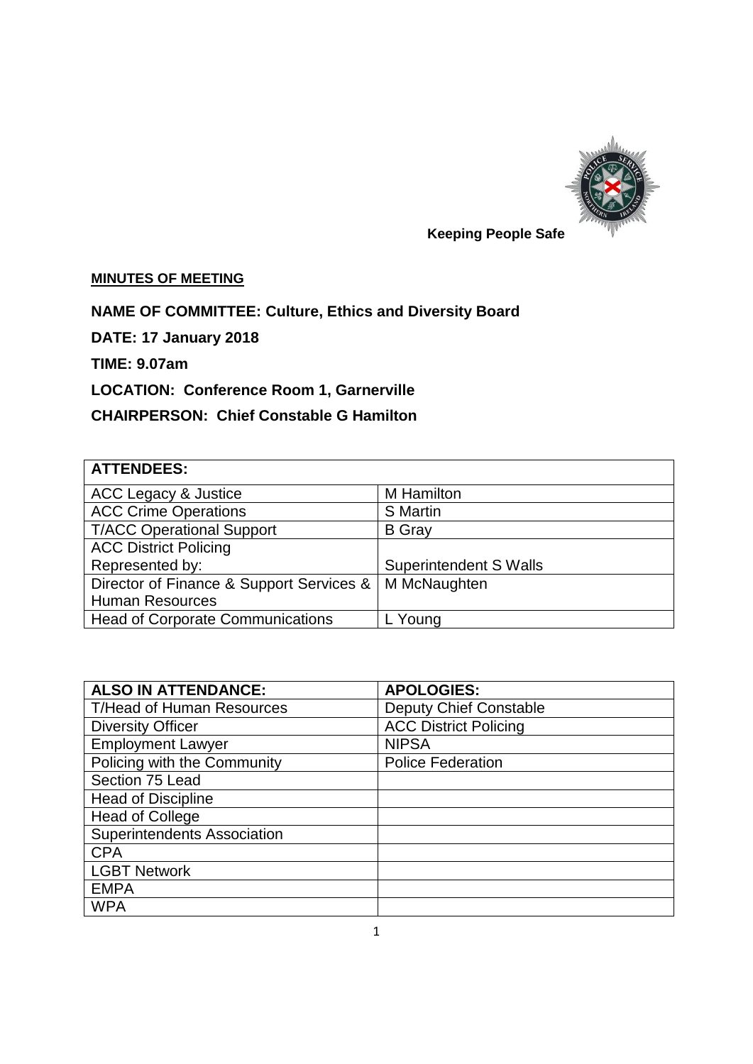Keeping People Safe

**MINUTES OF MEETING**

**NAME OF COMMITTEE: Culture, Ethics and Diversity Board**

**DATE: 17 January 2018**

**TIME: 9.07am**

**LOCATION: Conference Room 1, Garnerville**

**CHAIRPERSON: Chief Constable G Hamilton**

| ATTENDEES: | |
|---|---|
| ACC Legacy & Justice | M Hamilton |
| ACC Crime Operations | S Martin |
| T/ACC Operational Support | B Gray |
| ACC District Policing<br>Represented by: | Superintendent S Walls |
| Director of Finance & Support Services & Human Resources | M McNaughten |
| Head of Corporate Communications | L Young |

| ALSO IN ATTENDANCE: | APOLOGIES: |
|---|---|
| T/Head of Human Resources | Deputy Chief Constable |
| Diversity Officer | ACC District Policing |
| Employment Lawyer | NIPSA |
| Policing with the Community | Police Federation |
| Section 75 Lead | |
| Head of Discipline | |
| Head of College | |
| Superintendents Association | |
| CPA | |
| LGBT Network | |
| EMPA | |
| WPA | |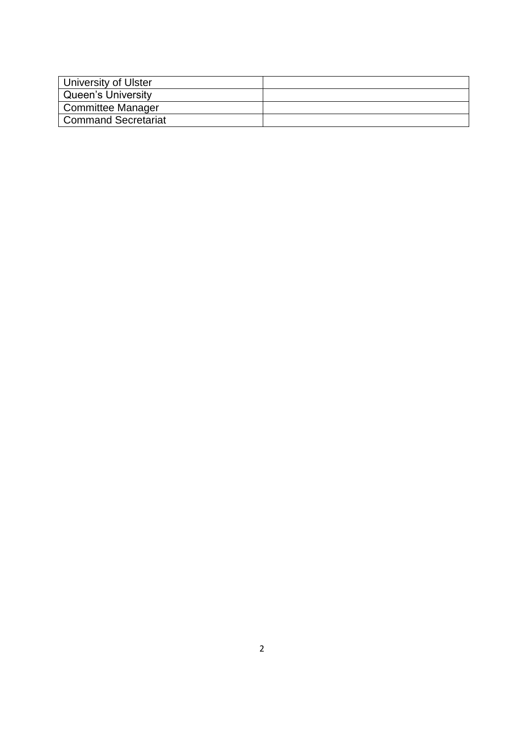| | |
|---|---|
| University of Ulster | |
| Queen's University | |
| Committee Manager | |
| Command Secretariat | |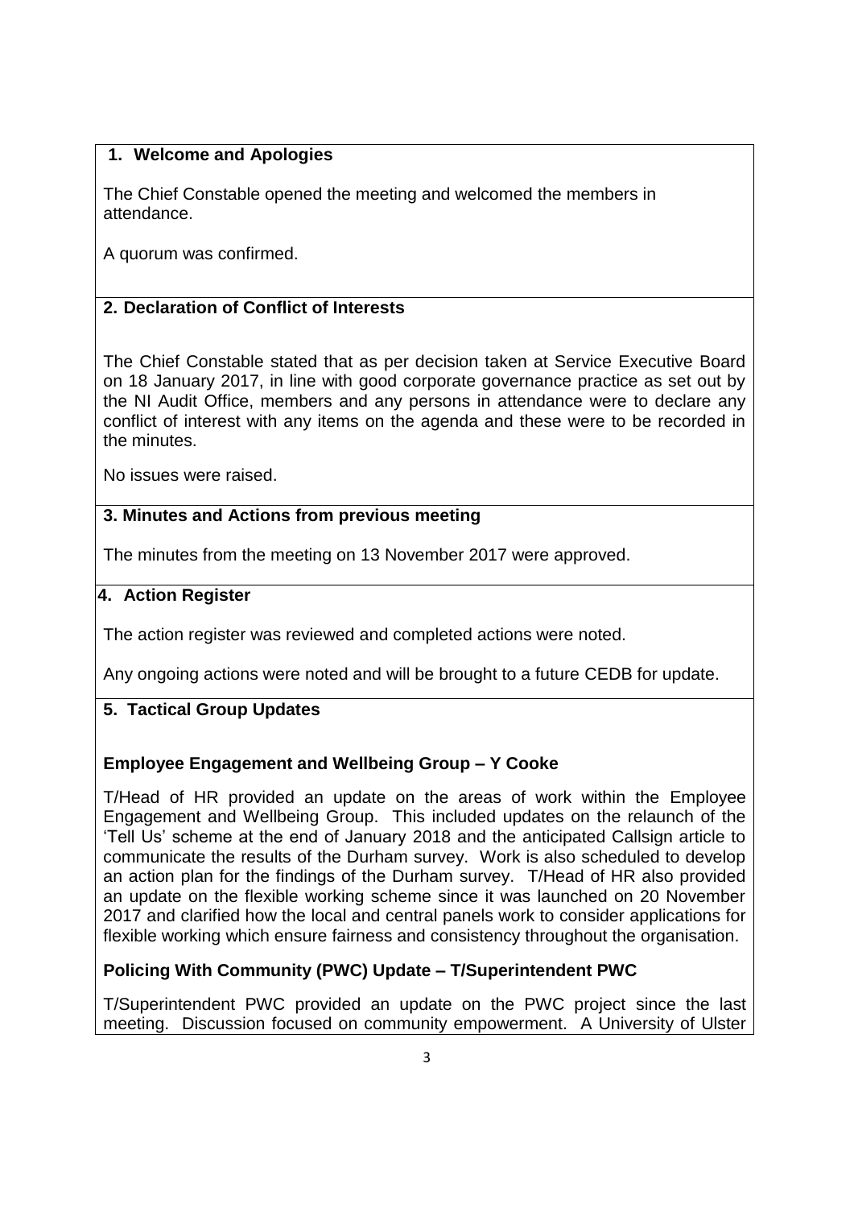## 1. Welcome and Apologies

The Chief Constable opened the meeting and welcomed the members in attendance.

A quorum was confirmed.

## 2. Declaration of Conflict of Interests

The Chief Constable stated that as per decision taken at Service Executive Board on 18 January 2017, in line with good corporate governance practice as set out by the NI Audit Office, members and any persons in attendance were to declare any conflict of interest with any items on the agenda and these were to be recorded in the minutes.

No issues were raised.

## 3. Minutes and Actions from previous meeting

The minutes from the meeting on 13 November 2017 were approved.

## 4. Action Register

The action register was reviewed and completed actions were noted.

Any ongoing actions were noted and will be brought to a future CEDB for update.

## 5. Tactical Group Updates

### Employee Engagement and Wellbeing Group – Y Cooke

T/Head of HR provided an update on the areas of work within the Employee Engagement and Wellbeing Group. This included updates on the relaunch of the 'Tell Us' scheme at the end of January 2018 and the anticipated Callsign article to communicate the results of the Durham survey. Work is also scheduled to develop an action plan for the findings of the Durham survey. T/Head of HR also provided an update on the flexible working scheme since it was launched on 20 November 2017 and clarified how the local and central panels work to consider applications for flexible working which ensure fairness and consistency throughout the organisation.

### Policing With Community (PWC) Update – T/Superintendent PWC

T/Superintendent PWC provided an update on the PWC project since the last meeting. Discussion focused on community empowerment. A University of Ulster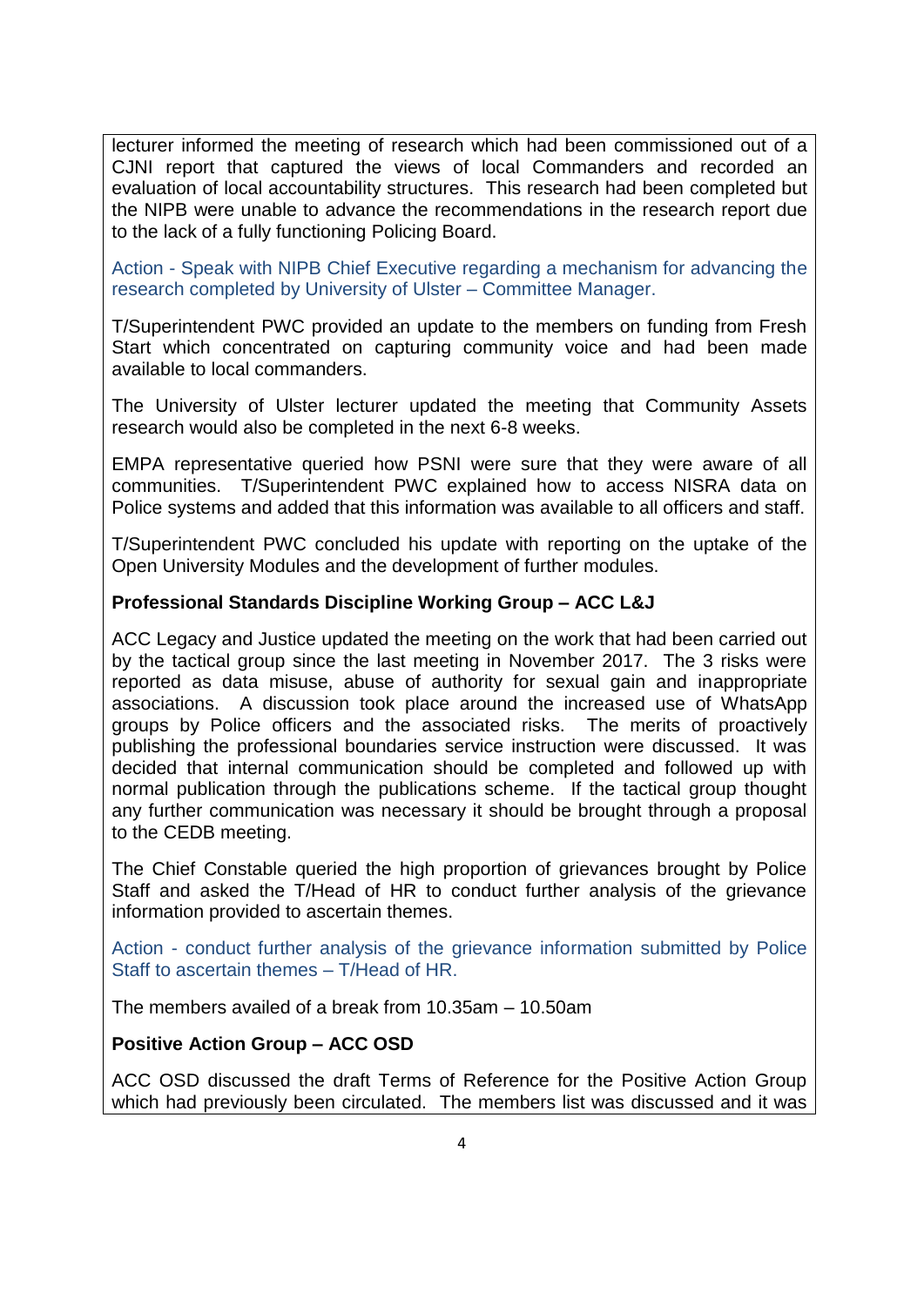lecturer informed the meeting of research which had been commissioned out of a CJNI report that captured the views of local Commanders and recorded an evaluation of local accountability structures. This research had been completed but the NIPB were unable to advance the recommendations in the research report due to the lack of a fully functioning Policing Board.

Action - Speak with NIPB Chief Executive regarding a mechanism for advancing the research completed by University of Ulster – Committee Manager.

T/Superintendent PWC provided an update to the members on funding from Fresh Start which concentrated on capturing community voice and had been made available to local commanders.

The University of Ulster lecturer updated the meeting that Community Assets research would also be completed in the next 6-8 weeks.

EMPA representative queried how PSNI were sure that they were aware of all communities. T/Superintendent PWC explained how to access NISRA data on Police systems and added that this information was available to all officers and staff.

T/Superintendent PWC concluded his update with reporting on the uptake of the Open University Modules and the development of further modules.

**Professional Standards Discipline Working Group – ACC L&J**

ACC Legacy and Justice updated the meeting on the work that had been carried out by the tactical group since the last meeting in November 2017. The 3 risks were reported as data misuse, abuse of authority for sexual gain and inappropriate associations. A discussion took place around the increased use of WhatsApp groups by Police officers and the associated risks. The merits of proactively publishing the professional boundaries service instruction were discussed. It was decided that internal communication should be completed and followed up with normal publication through the publications scheme. If the tactical group thought any further communication was necessary it should be brought through a proposal to the CEDB meeting.

The Chief Constable queried the high proportion of grievances brought by Police Staff and asked the T/Head of HR to conduct further analysis of the grievance information provided to ascertain themes.

Action - conduct further analysis of the grievance information submitted by Police Staff to ascertain themes – T/Head of HR.

The members availed of a break from 10.35am – 10.50am

**Positive Action Group – ACC OSD**

ACC OSD discussed the draft Terms of Reference for the Positive Action Group which had previously been circulated. The members list was discussed and it was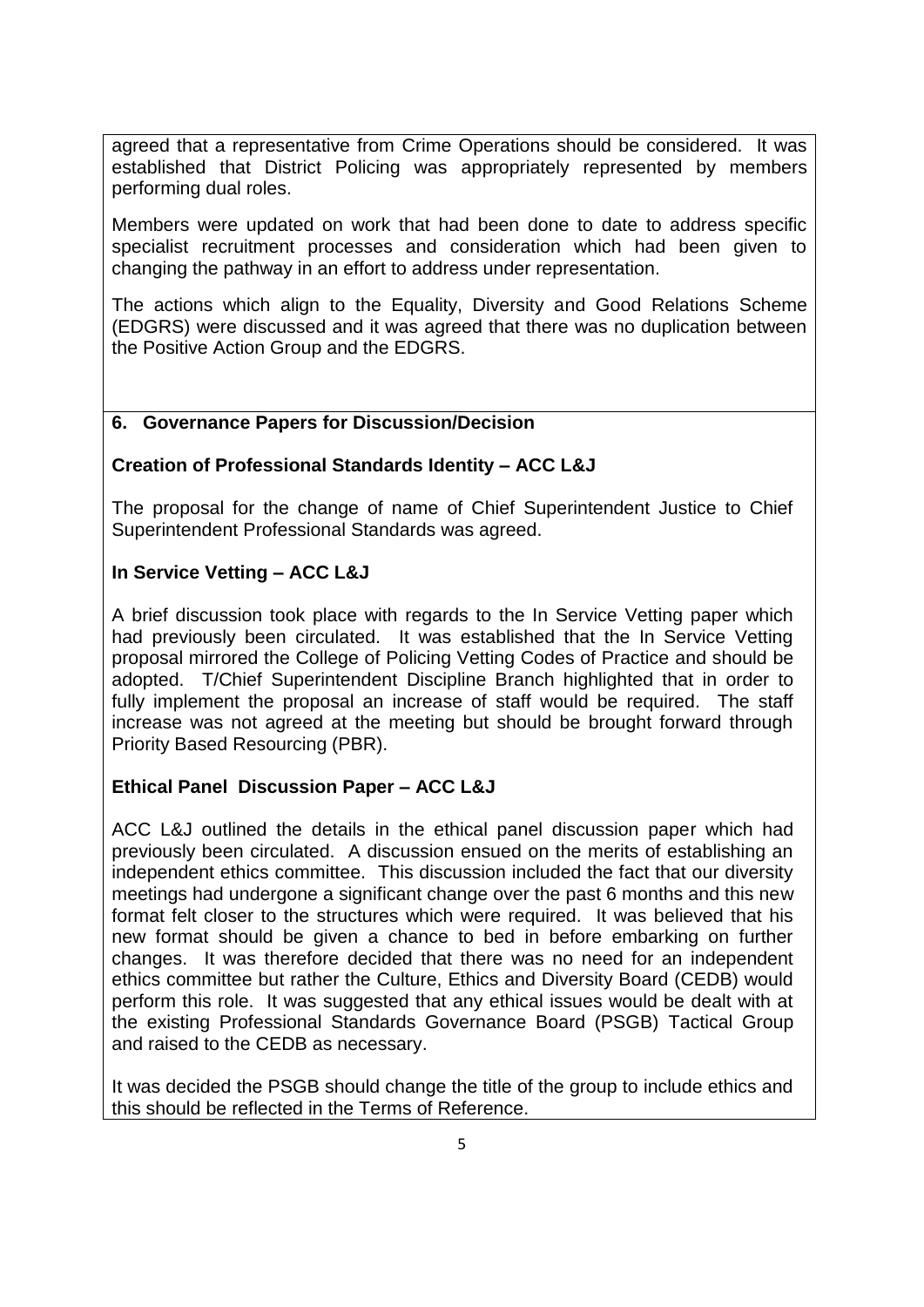agreed that a representative from Crime Operations should be considered. It was established that District Policing was appropriately represented by members performing dual roles.

Members were updated on work that had been done to date to address specific specialist recruitment processes and consideration which had been given to changing the pathway in an effort to address under representation.

The actions which align to the Equality, Diversity and Good Relations Scheme (EDGRS) were discussed and it was agreed that there was no duplication between the Positive Action Group and the EDGRS.

## 6. Governance Papers for Discussion/Decision

### Creation of Professional Standards Identity – ACC L&J

The proposal for the change of name of Chief Superintendent Justice to Chief Superintendent Professional Standards was agreed.

### In Service Vetting – ACC L&J

A brief discussion took place with regards to the In Service Vetting paper which had previously been circulated. It was established that the In Service Vetting proposal mirrored the College of Policing Vetting Codes of Practice and should be adopted. T/Chief Superintendent Discipline Branch highlighted that in order to fully implement the proposal an increase of staff would be required. The staff increase was not agreed at the meeting but should be brought forward through Priority Based Resourcing (PBR).

### Ethical Panel Discussion Paper – ACC L&J

ACC L&J outlined the details in the ethical panel discussion paper which had previously been circulated. A discussion ensued on the merits of establishing an independent ethics committee. This discussion included the fact that our diversity meetings had undergone a significant change over the past 6 months and this new format felt closer to the structures which were required. It was believed that his new format should be given a chance to bed in before embarking on further changes. It was therefore decided that there was no need for an independent ethics committee but rather the Culture, Ethics and Diversity Board (CEDB) would perform this role. It was suggested that any ethical issues would be dealt with at the existing Professional Standards Governance Board (PSGB) Tactical Group and raised to the CEDB as necessary.

It was decided the PSGB should change the title of the group to include ethics and this should be reflected in the Terms of Reference.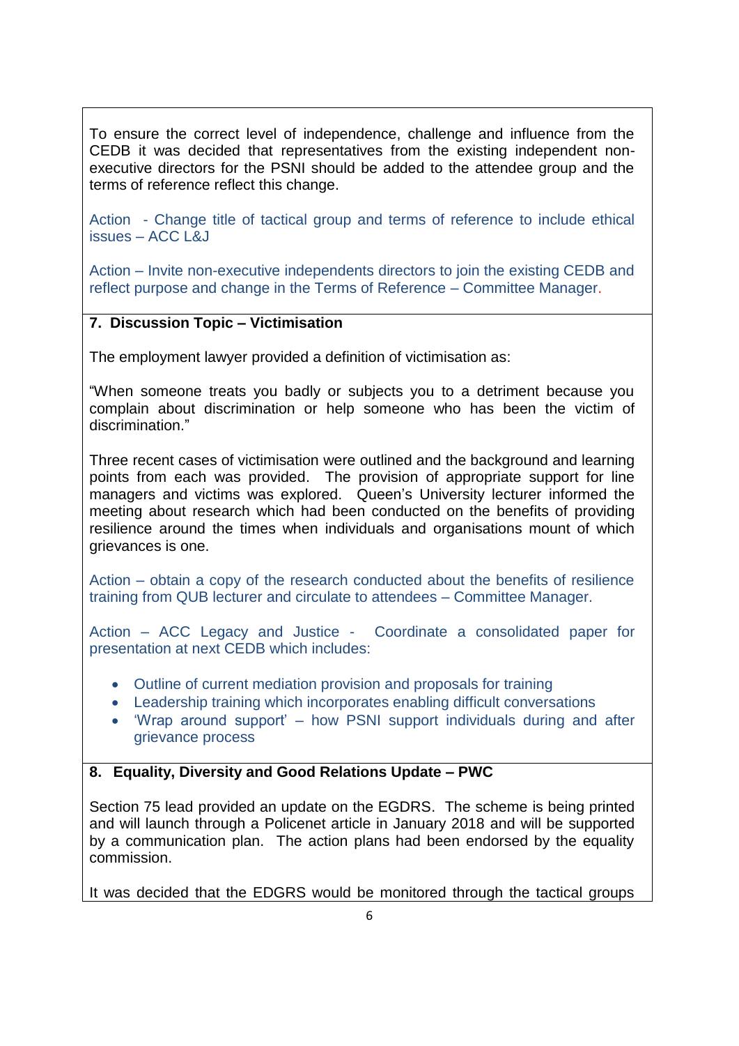To ensure the correct level of independence, challenge and influence from the CEDB it was decided that representatives from the existing independent non-executive directors for the PSNI should be added to the attendee group and the terms of reference reflect this change.

Action - Change title of tactical group and terms of reference to include ethical issues – ACC L&J

Action – Invite non-executive independents directors to join the existing CEDB and reflect purpose and change in the Terms of Reference – Committee Manager.

**7. Discussion Topic – Victimisation**

The employment lawyer provided a definition of victimisation as:

"When someone treats you badly or subjects you to a detriment because you complain about discrimination or help someone who has been the victim of discrimination."

Three recent cases of victimisation were outlined and the background and learning points from each was provided. The provision of appropriate support for line managers and victims was explored. Queen's University lecturer informed the meeting about research which had been conducted on the benefits of providing resilience around the times when individuals and organisations mount of which grievances is one.

Action – obtain a copy of the research conducted about the benefits of resilience training from QUB lecturer and circulate to attendees – Committee Manager.

Action – ACC Legacy and Justice - Coordinate a consolidated paper for presentation at next CEDB which includes:

- Outline of current mediation provision and proposals for training
- Leadership training which incorporates enabling difficult conversations
- 'Wrap around support' – how PSNI support individuals during and after grievance process

**8. Equality, Diversity and Good Relations Update – PWC**

Section 75 lead provided an update on the EGDRS. The scheme is being printed and will launch through a Policenet article in January 2018 and will be supported by a communication plan. The action plans had been endorsed by the equality commission.

It was decided that the EDGRS would be monitored through the tactical groups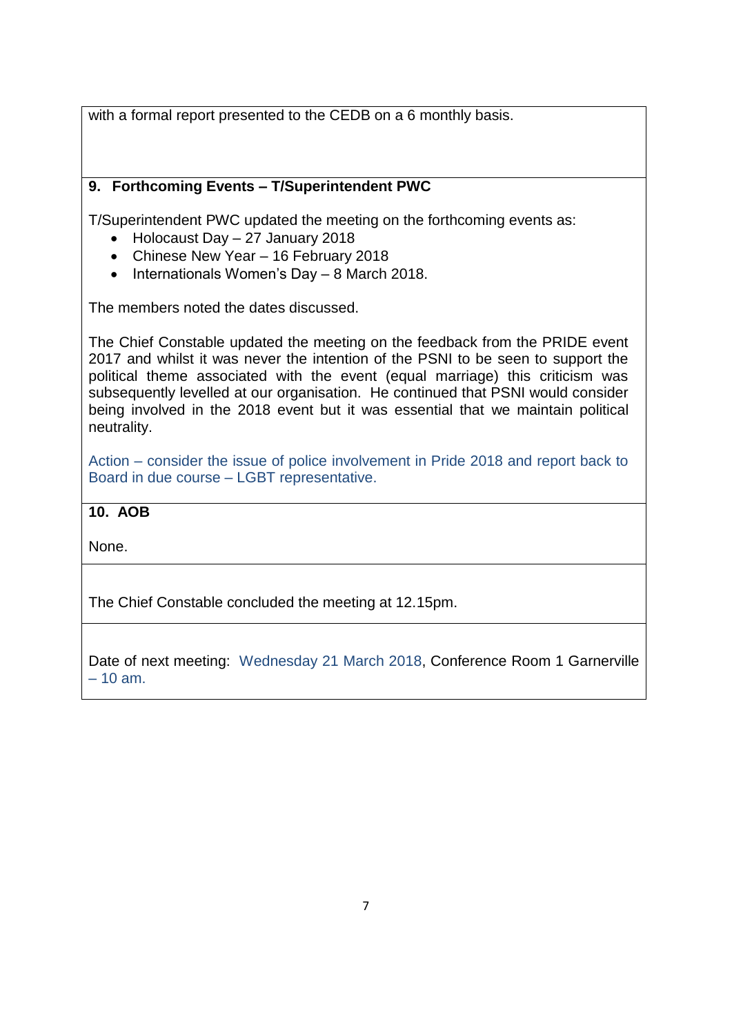with a formal report presented to the CEDB on a 6 monthly basis.

**9. Forthcoming Events – T/Superintendent PWC**

T/Superintendent PWC updated the meeting on the forthcoming events as:

- Holocaust Day – 27 January 2018
- Chinese New Year – 16 February 2018
- Internationals Women's Day – 8 March 2018.

The members noted the dates discussed.

The Chief Constable updated the meeting on the feedback from the PRIDE event 2017 and whilst it was never the intention of the PSNI to be seen to support the political theme associated with the event (equal marriage) this criticism was subsequently levelled at our organisation. He continued that PSNI would consider being involved in the 2018 event but it was essential that we maintain political neutrality.

Action – consider the issue of police involvement in Pride 2018 and report back to Board in due course – LGBT representative.

**10. AOB**

None.

The Chief Constable concluded the meeting at 12.15pm.

Date of next meeting: Wednesday 21 March 2018, Conference Room 1 Garnerville – 10 am.